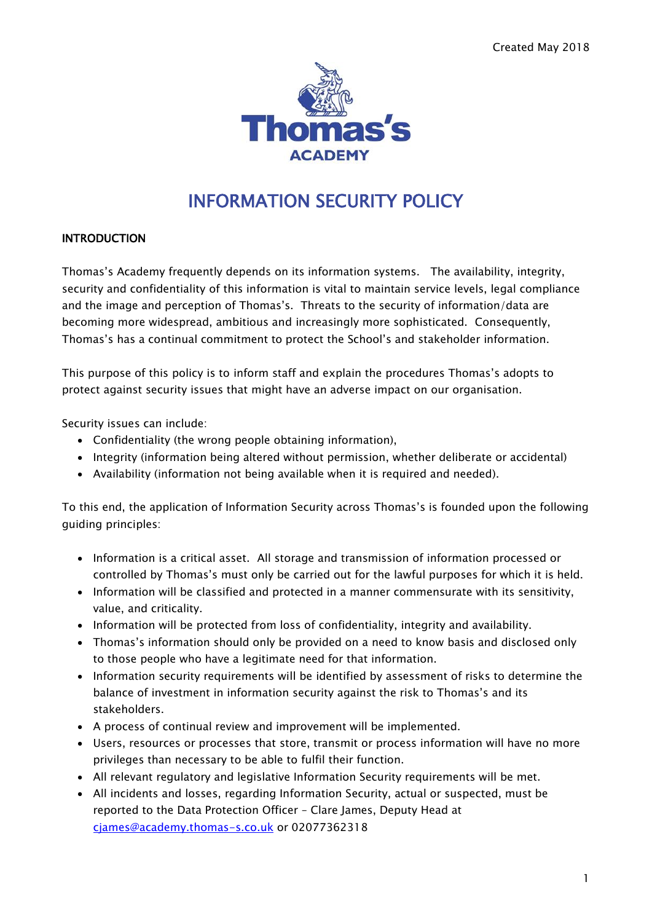Created May 2018

Thomas's
ACADEMY

# INFORMATION SECURITY POLICY

## INTRODUCTION

Thomas's Academy frequently depends on its information systems. The availability, integrity, security and confidentiality of this information is vital to maintain service levels, legal compliance and the image and perception of Thomas's. Threats to the security of information/data are becoming more widespread, ambitious and increasingly more sophisticated. Consequently, Thomas's has a continual commitment to protect the School's and stakeholder information.

This purpose of this policy is to inform staff and explain the procedures Thomas's adopts to protect against security issues that might have an adverse impact on our organisation.

Security issues can include:

- Confidentiality (the wrong people obtaining information),
- Integrity (information being altered without permission, whether deliberate or accidental)
- Availability (information not being available when it is required and needed).

To this end, the application of Information Security across Thomas's is founded upon the following guiding principles:

- Information is a critical asset. All storage and transmission of information processed or controlled by Thomas's must only be carried out for the lawful purposes for which it is held.
- Information will be classified and protected in a manner commensurate with its sensitivity, value, and criticality.
- Information will be protected from loss of confidentiality, integrity and availability.
- Thomas's information should only be provided on a need to know basis and disclosed only to those people who have a legitimate need for that information.
- Information security requirements will be identified by assessment of risks to determine the balance of investment in information security against the risk to Thomas's and its stakeholders.
- A process of continual review and improvement will be implemented.
- Users, resources or processes that store, transmit or process information will have no more privileges than necessary to be able to fulfil their function.
- All relevant regulatory and legislative Information Security requirements will be met.
- All incidents and losses, regarding Information Security, actual or suspected, must be reported to the Data Protection Officer – Clare James, Deputy Head at cjames@academy.thomas-s.co.uk or 02077362318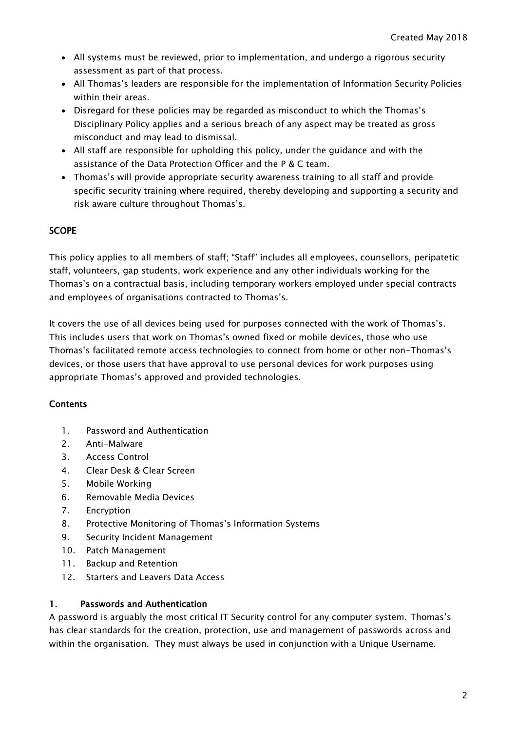- All systems must be reviewed, prior to implementation, and undergo a rigorous security assessment as part of that process.
- All Thomas's leaders are responsible for the implementation of Information Security Policies within their areas.
- Disregard for these policies may be regarded as misconduct to which the Thomas's Disciplinary Policy applies and a serious breach of any aspect may be treated as gross misconduct and may lead to dismissal.
- All staff are responsible for upholding this policy, under the guidance and with the assistance of the Data Protection Officer and the P & C team.
- Thomas's will provide appropriate security awareness training to all staff and provide specific security training where required, thereby developing and supporting a security and risk aware culture throughout Thomas's.

## SCOPE

This policy applies to all members of staff; "Staff" includes all employees, counsellors, peripatetic staff, volunteers, gap students, work experience and any other individuals working for the Thomas's on a contractual basis, including temporary workers employed under special contracts and employees of organisations contracted to Thomas's.

It covers the use of all devices being used for purposes connected with the work of Thomas's. This includes users that work on Thomas's owned fixed or mobile devices, those who use Thomas's facilitated remote access technologies to connect from home or other non-Thomas's devices, or those users that have approval to use personal devices for work purposes using appropriate Thomas's approved and provided technologies.

## Contents

1. Password and Authentication
2. Anti-Malware
3. Access Control
4. Clear Desk & Clear Screen
5. Mobile Working
6. Removable Media Devices
7. Encryption
8. Protective Monitoring of Thomas's Information Systems
9. Security Incident Management
10. Patch Management
11. Backup and Retention
12. Starters and Leavers Data Access

## 1. Passwords and Authentication

A password is arguably the most critical IT Security control for any computer system. Thomas's has clear standards for the creation, protection, use and management of passwords across and within the organisation. They must always be used in conjunction with a Unique Username.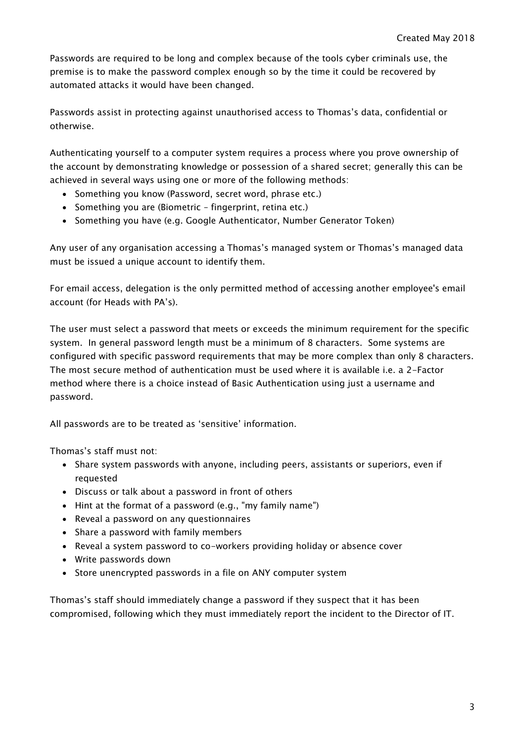Passwords are required to be long and complex because of the tools cyber criminals use, the premise is to make the password complex enough so by the time it could be recovered by automated attacks it would have been changed.

Passwords assist in protecting against unauthorised access to Thomas's data, confidential or otherwise.

Authenticating yourself to a computer system requires a process where you prove ownership of the account by demonstrating knowledge or possession of a shared secret; generally this can be achieved in several ways using one or more of the following methods:

- Something you know (Password, secret word, phrase etc.)
- Something you are (Biometric – fingerprint, retina etc.)
- Something you have (e.g. Google Authenticator, Number Generator Token)

Any user of any organisation accessing a Thomas's managed system or Thomas's managed data must be issued a unique account to identify them.

For email access, delegation is the only permitted method of accessing another employee's email account (for Heads with PA's).

The user must select a password that meets or exceeds the minimum requirement for the specific system. In general password length must be a minimum of 8 characters. Some systems are configured with specific password requirements that may be more complex than only 8 characters. The most secure method of authentication must be used where it is available i.e. a 2-Factor method where there is a choice instead of Basic Authentication using just a username and password.

All passwords are to be treated as 'sensitive' information.

Thomas's staff must not:

- Share system passwords with anyone, including peers, assistants or superiors, even if requested
- Discuss or talk about a password in front of others
- Hint at the format of a password (e.g., "my family name")
- Reveal a password on any questionnaires
- Share a password with family members
- Reveal a system password to co-workers providing holiday or absence cover
- Write passwords down
- Store unencrypted passwords in a file on ANY computer system

Thomas's staff should immediately change a password if they suspect that it has been compromised, following which they must immediately report the incident to the Director of IT.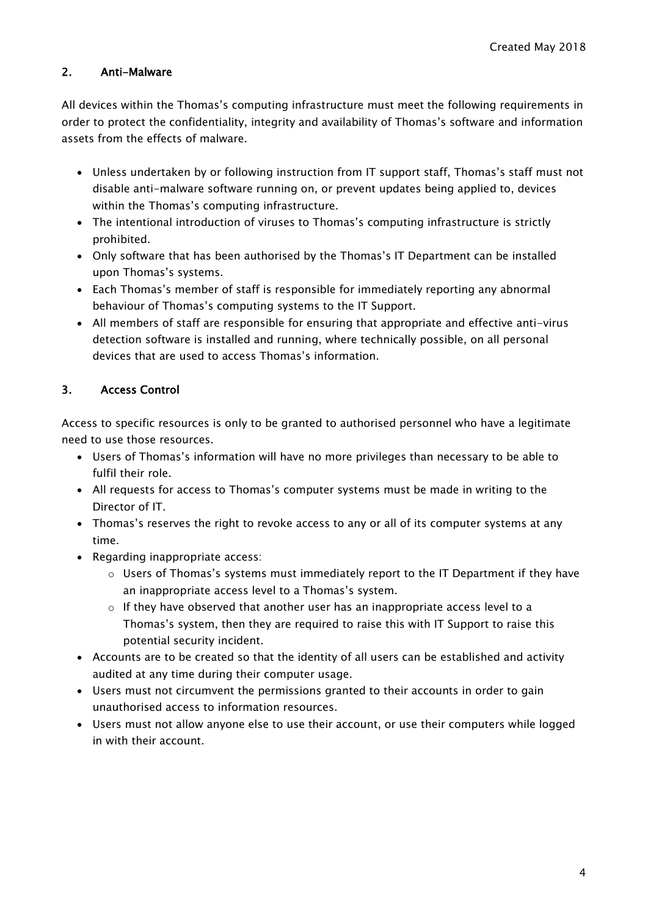## 2. Anti-Malware

All devices within the Thomas's computing infrastructure must meet the following requirements in order to protect the confidentiality, integrity and availability of Thomas's software and information assets from the effects of malware.

- Unless undertaken by or following instruction from IT support staff, Thomas's staff must not disable anti-malware software running on, or prevent updates being applied to, devices within the Thomas's computing infrastructure.
- The intentional introduction of viruses to Thomas's computing infrastructure is strictly prohibited.
- Only software that has been authorised by the Thomas's IT Department can be installed upon Thomas's systems.
- Each Thomas's member of staff is responsible for immediately reporting any abnormal behaviour of Thomas's computing systems to the IT Support.
- All members of staff are responsible for ensuring that appropriate and effective anti-virus detection software is installed and running, where technically possible, on all personal devices that are used to access Thomas's information.

## 3. Access Control

Access to specific resources is only to be granted to authorised personnel who have a legitimate need to use those resources.

- Users of Thomas's information will have no more privileges than necessary to be able to fulfil their role.
- All requests for access to Thomas's computer systems must be made in writing to the Director of IT.
- Thomas's reserves the right to revoke access to any or all of its computer systems at any time.
- Regarding inappropriate access:
  - Users of Thomas's systems must immediately report to the IT Department if they have an inappropriate access level to a Thomas's system.
  - If they have observed that another user has an inappropriate access level to a Thomas's system, then they are required to raise this with IT Support to raise this potential security incident.
- Accounts are to be created so that the identity of all users can be established and activity audited at any time during their computer usage.
- Users must not circumvent the permissions granted to their accounts in order to gain unauthorised access to information resources.
- Users must not allow anyone else to use their account, or use their computers while logged in with their account.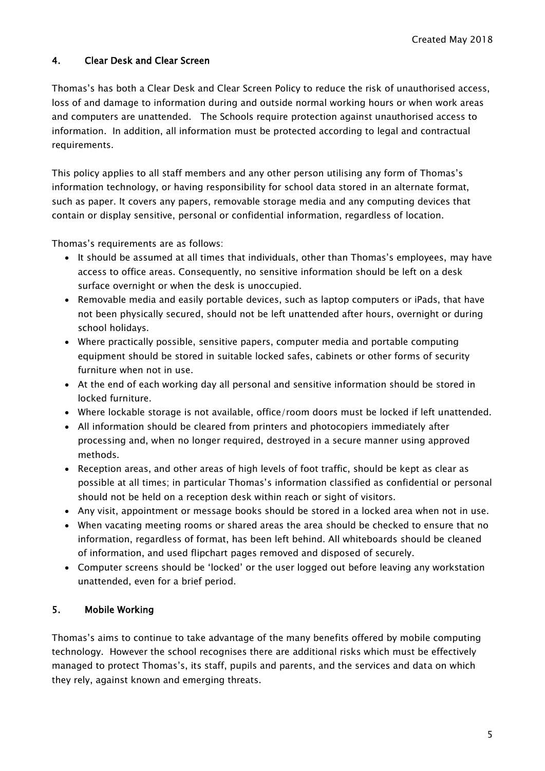## 4. Clear Desk and Clear Screen

Thomas's has both a Clear Desk and Clear Screen Policy to reduce the risk of unauthorised access, loss of and damage to information during and outside normal working hours or when work areas and computers are unattended. The Schools require protection against unauthorised access to information. In addition, all information must be protected according to legal and contractual requirements.

This policy applies to all staff members and any other person utilising any form of Thomas's information technology, or having responsibility for school data stored in an alternate format, such as paper. It covers any papers, removable storage media and any computing devices that contain or display sensitive, personal or confidential information, regardless of location.

Thomas's requirements are as follows:

- It should be assumed at all times that individuals, other than Thomas's employees, may have access to office areas. Consequently, no sensitive information should be left on a desk surface overnight or when the desk is unoccupied.
- Removable media and easily portable devices, such as laptop computers or iPads, that have not been physically secured, should not be left unattended after hours, overnight or during school holidays.
- Where practically possible, sensitive papers, computer media and portable computing equipment should be stored in suitable locked safes, cabinets or other forms of security furniture when not in use.
- At the end of each working day all personal and sensitive information should be stored in locked furniture.
- Where lockable storage is not available, office/room doors must be locked if left unattended.
- All information should be cleared from printers and photocopiers immediately after processing and, when no longer required, destroyed in a secure manner using approved methods.
- Reception areas, and other areas of high levels of foot traffic, should be kept as clear as possible at all times; in particular Thomas's information classified as confidential or personal should not be held on a reception desk within reach or sight of visitors.
- Any visit, appointment or message books should be stored in a locked area when not in use.
- When vacating meeting rooms or shared areas the area should be checked to ensure that no information, regardless of format, has been left behind. All whiteboards should be cleaned of information, and used flipchart pages removed and disposed of securely.
- Computer screens should be 'locked' or the user logged out before leaving any workstation unattended, even for a brief period.

## 5. Mobile Working

Thomas's aims to continue to take advantage of the many benefits offered by mobile computing technology. However the school recognises there are additional risks which must be effectively managed to protect Thomas's, its staff, pupils and parents, and the services and data on which they rely, against known and emerging threats.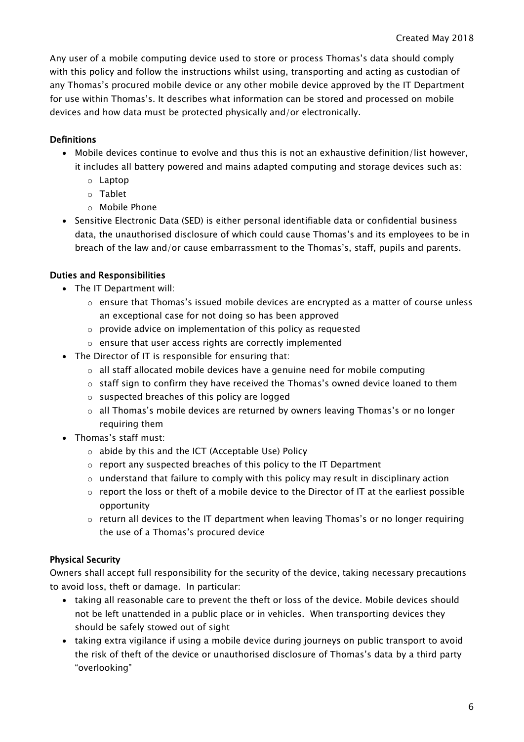Created May 2018

Any user of a mobile computing device used to store or process Thomas's data should comply with this policy and follow the instructions whilst using, transporting and acting as custodian of any Thomas's procured mobile device or any other mobile device approved by the IT Department for use within Thomas's. It describes what information can be stored and processed on mobile devices and how data must be protected physically and/or electronically.

**Definitions**

- Mobile devices continue to evolve and thus this is not an exhaustive definition/list however, it includes all battery powered and mains adapted computing and storage devices such as:
    - Laptop
    - Tablet
    - Mobile Phone
- Sensitive Electronic Data (SED) is either personal identifiable data or confidential business data, the unauthorised disclosure of which could cause Thomas's and its employees to be in breach of the law and/or cause embarrassment to the Thomas's, staff, pupils and parents.

**Duties and Responsibilities**

- The IT Department will:
    - ensure that Thomas's issued mobile devices are encrypted as a matter of course unless an exceptional case for not doing so has been approved
    - provide advice on implementation of this policy as requested
    - ensure that user access rights are correctly implemented
- The Director of IT is responsible for ensuring that:
    - all staff allocated mobile devices have a genuine need for mobile computing
    - staff sign to confirm they have received the Thomas's owned device loaned to them
    - suspected breaches of this policy are logged
    - all Thomas's mobile devices are returned by owners leaving Thomas's or no longer requiring them
- Thomas's staff must:
    - abide by this and the ICT (Acceptable Use) Policy
    - report any suspected breaches of this policy to the IT Department
    - understand that failure to comply with this policy may result in disciplinary action
    - report the loss or theft of a mobile device to the Director of IT at the earliest possible opportunity
    - return all devices to the IT department when leaving Thomas's or no longer requiring the use of a Thomas's procured device

**Physical Security**

Owners shall accept full responsibility for the security of the device, taking necessary precautions to avoid loss, theft or damage. In particular:

- taking all reasonable care to prevent the theft or loss of the device. Mobile devices should not be left unattended in a public place or in vehicles. When transporting devices they should be safely stowed out of sight
- taking extra vigilance if using a mobile device during journeys on public transport to avoid the risk of theft of the device or unauthorised disclosure of Thomas's data by a third party "overlooking"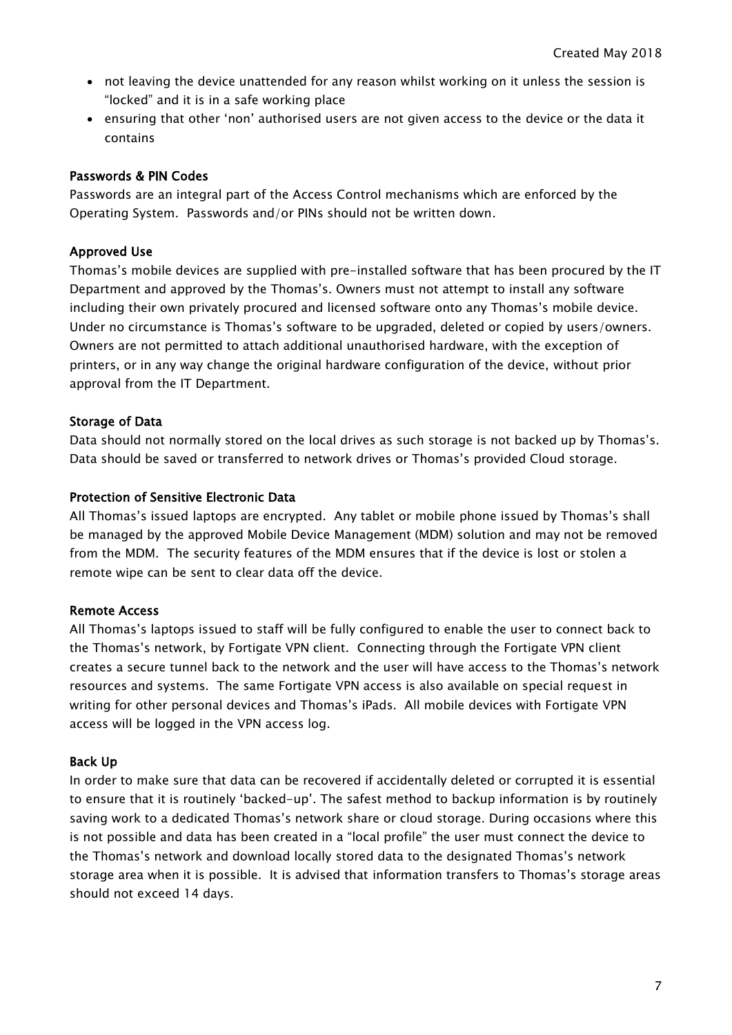- not leaving the device unattended for any reason whilst working on it unless the session is "locked" and it is in a safe working place
- ensuring that other 'non' authorised users are not given access to the device or the data it contains

### Passwords & PIN Codes

Passwords are an integral part of the Access Control mechanisms which are enforced by the Operating System. Passwords and/or PINs should not be written down.

### Approved Use

Thomas's mobile devices are supplied with pre-installed software that has been procured by the IT Department and approved by the Thomas's. Owners must not attempt to install any software including their own privately procured and licensed software onto any Thomas's mobile device. Under no circumstance is Thomas's software to be upgraded, deleted or copied by users/owners. Owners are not permitted to attach additional unauthorised hardware, with the exception of printers, or in any way change the original hardware configuration of the device, without prior approval from the IT Department.

### Storage of Data

Data should not normally stored on the local drives as such storage is not backed up by Thomas's. Data should be saved or transferred to network drives or Thomas's provided Cloud storage.

### Protection of Sensitive Electronic Data

All Thomas's issued laptops are encrypted. Any tablet or mobile phone issued by Thomas's shall be managed by the approved Mobile Device Management (MDM) solution and may not be removed from the MDM. The security features of the MDM ensures that if the device is lost or stolen a remote wipe can be sent to clear data off the device.

### Remote Access

All Thomas's laptops issued to staff will be fully configured to enable the user to connect back to the Thomas's network, by Fortigate VPN client. Connecting through the Fortigate VPN client creates a secure tunnel back to the network and the user will have access to the Thomas's network resources and systems. The same Fortigate VPN access is also available on special request in writing for other personal devices and Thomas's iPads. All mobile devices with Fortigate VPN access will be logged in the VPN access log.

### Back Up

In order to make sure that data can be recovered if accidentally deleted or corrupted it is essential to ensure that it is routinely 'backed-up'. The safest method to backup information is by routinely saving work to a dedicated Thomas's network share or cloud storage. During occasions where this is not possible and data has been created in a "local profile" the user must connect the device to the Thomas's network and download locally stored data to the designated Thomas's network storage area when it is possible. It is advised that information transfers to Thomas's storage areas should not exceed 14 days.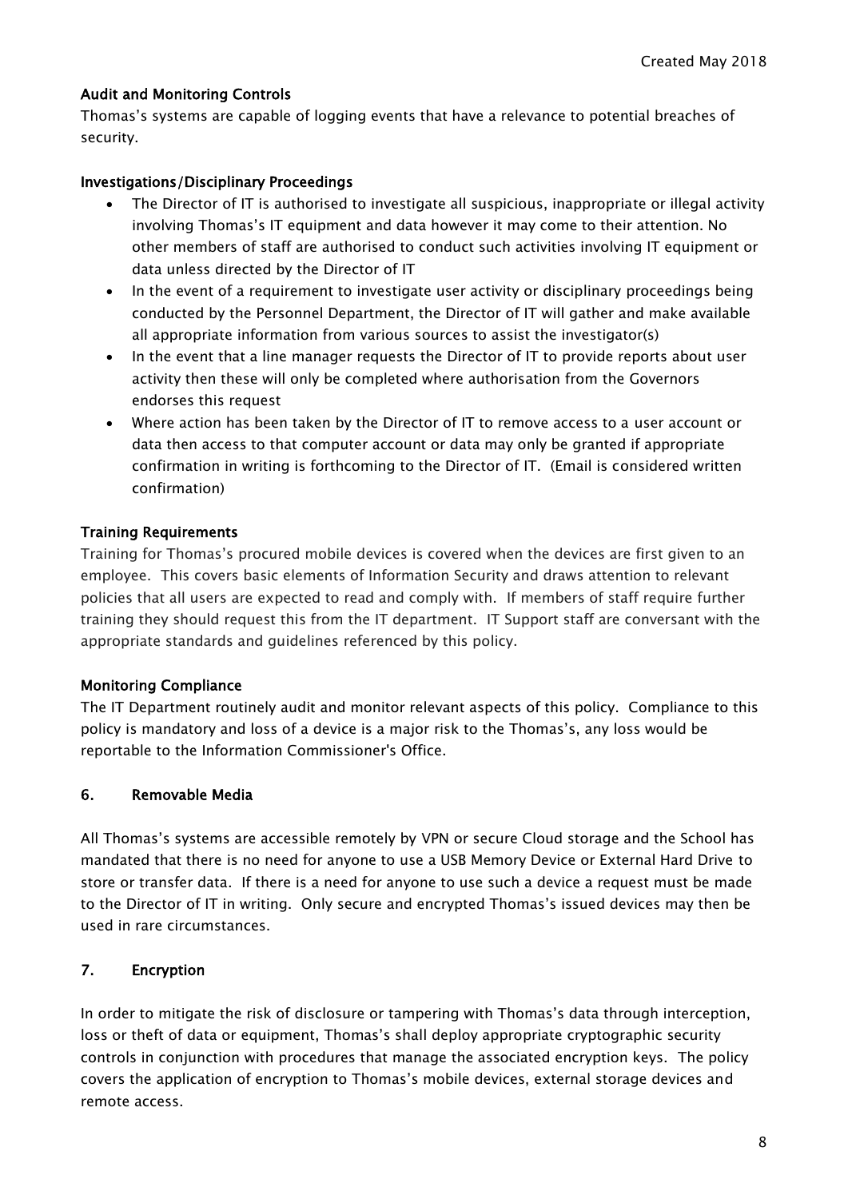**Audit and Monitoring Controls**

Thomas's systems are capable of logging events that have a relevance to potential breaches of security.

**Investigations/Disciplinary Proceedings**

- The Director of IT is authorised to investigate all suspicious, inappropriate or illegal activity involving Thomas's IT equipment and data however it may come to their attention. No other members of staff are authorised to conduct such activities involving IT equipment or data unless directed by the Director of IT
- In the event of a requirement to investigate user activity or disciplinary proceedings being conducted by the Personnel Department, the Director of IT will gather and make available all appropriate information from various sources to assist the investigator(s)
- In the event that a line manager requests the Director of IT to provide reports about user activity then these will only be completed where authorisation from the Governors endorses this request
- Where action has been taken by the Director of IT to remove access to a user account or data then access to that computer account or data may only be granted if appropriate confirmation in writing is forthcoming to the Director of IT. (Email is considered written confirmation)

**Training Requirements**

Training for Thomas's procured mobile devices is covered when the devices are first given to an employee. This covers basic elements of Information Security and draws attention to relevant policies that all users are expected to read and comply with. If members of staff require further training they should request this from the IT department. IT Support staff are conversant with the appropriate standards and guidelines referenced by this policy.

**Monitoring Compliance**

The IT Department routinely audit and monitor relevant aspects of this policy. Compliance to this policy is mandatory and loss of a device is a major risk to the Thomas's, any loss would be reportable to the Information Commissioner's Office.

## 6. Removable Media

All Thomas's systems are accessible remotely by VPN or secure Cloud storage and the School has mandated that there is no need for anyone to use a USB Memory Device or External Hard Drive to store or transfer data. If there is a need for anyone to use such a device a request must be made to the Director of IT in writing. Only secure and encrypted Thomas's issued devices may then be used in rare circumstances.

## 7. Encryption

In order to mitigate the risk of disclosure or tampering with Thomas's data through interception, loss or theft of data or equipment, Thomas's shall deploy appropriate cryptographic security controls in conjunction with procedures that manage the associated encryption keys. The policy covers the application of encryption to Thomas's mobile devices, external storage devices and remote access.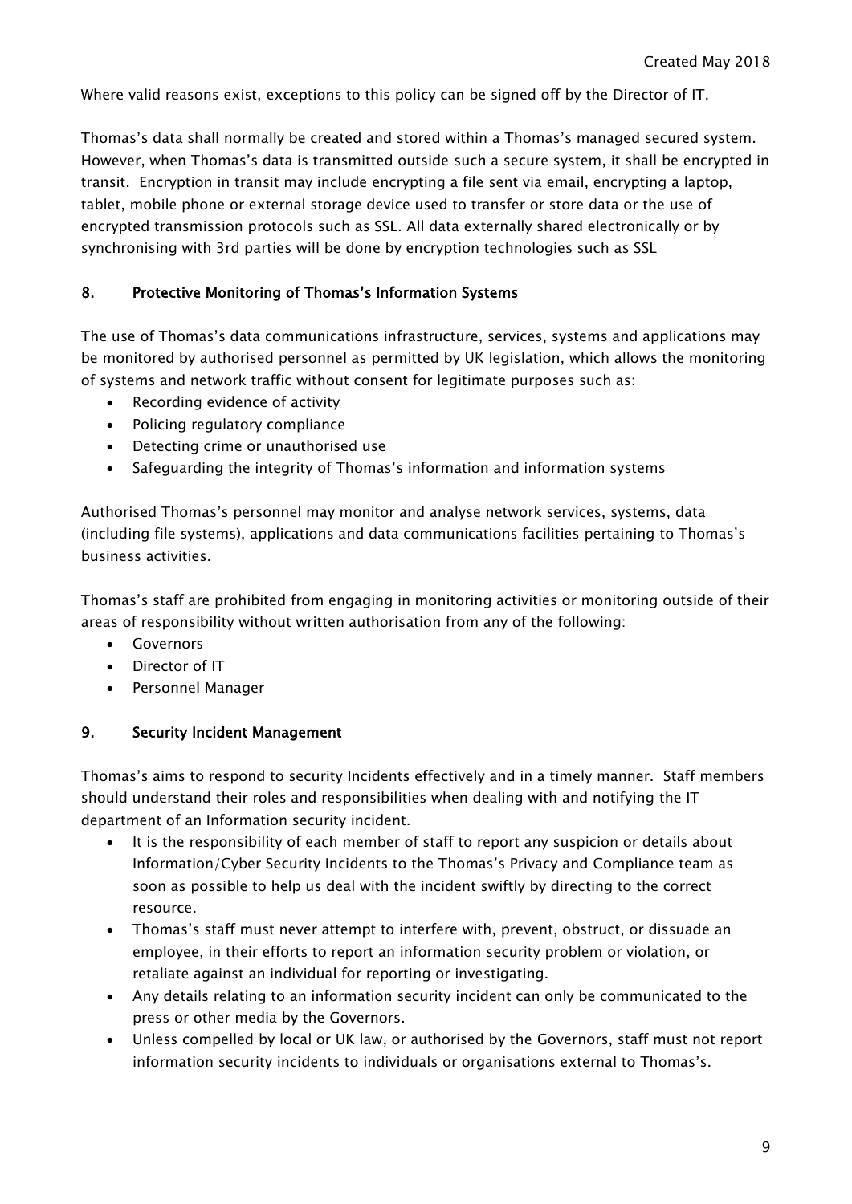Where valid reasons exist, exceptions to this policy can be signed off by the Director of IT.

Thomas's data shall normally be created and stored within a Thomas's managed secured system. However, when Thomas's data is transmitted outside such a secure system, it shall be encrypted in transit. Encryption in transit may include encrypting a file sent via email, encrypting a laptop, tablet, mobile phone or external storage device used to transfer or store data or the use of encrypted transmission protocols such as SSL. All data externally shared electronically or by synchronising with 3rd parties will be done by encryption technologies such as SSL

## 8. Protective Monitoring of Thomas's Information Systems

The use of Thomas's data communications infrastructure, services, systems and applications may be monitored by authorised personnel as permitted by UK legislation, which allows the monitoring of systems and network traffic without consent for legitimate purposes such as:

- Recording evidence of activity
- Policing regulatory compliance
- Detecting crime or unauthorised use
- Safeguarding the integrity of Thomas's information and information systems

Authorised Thomas's personnel may monitor and analyse network services, systems, data (including file systems), applications and data communications facilities pertaining to Thomas's business activities.

Thomas's staff are prohibited from engaging in monitoring activities or monitoring outside of their areas of responsibility without written authorisation from any of the following:

- Governors
- Director of IT
- Personnel Manager

## 9. Security Incident Management

Thomas's aims to respond to security Incidents effectively and in a timely manner. Staff members should understand their roles and responsibilities when dealing with and notifying the IT department of an Information security incident.

- It is the responsibility of each member of staff to report any suspicion or details about Information/Cyber Security Incidents to the Thomas's Privacy and Compliance team as soon as possible to help us deal with the incident swiftly by directing to the correct resource.
- Thomas's staff must never attempt to interfere with, prevent, obstruct, or dissuade an employee, in their efforts to report an information security problem or violation, or retaliate against an individual for reporting or investigating.
- Any details relating to an information security incident can only be communicated to the press or other media by the Governors.
- Unless compelled by local or UK law, or authorised by the Governors, staff must not report information security incidents to individuals or organisations external to Thomas's.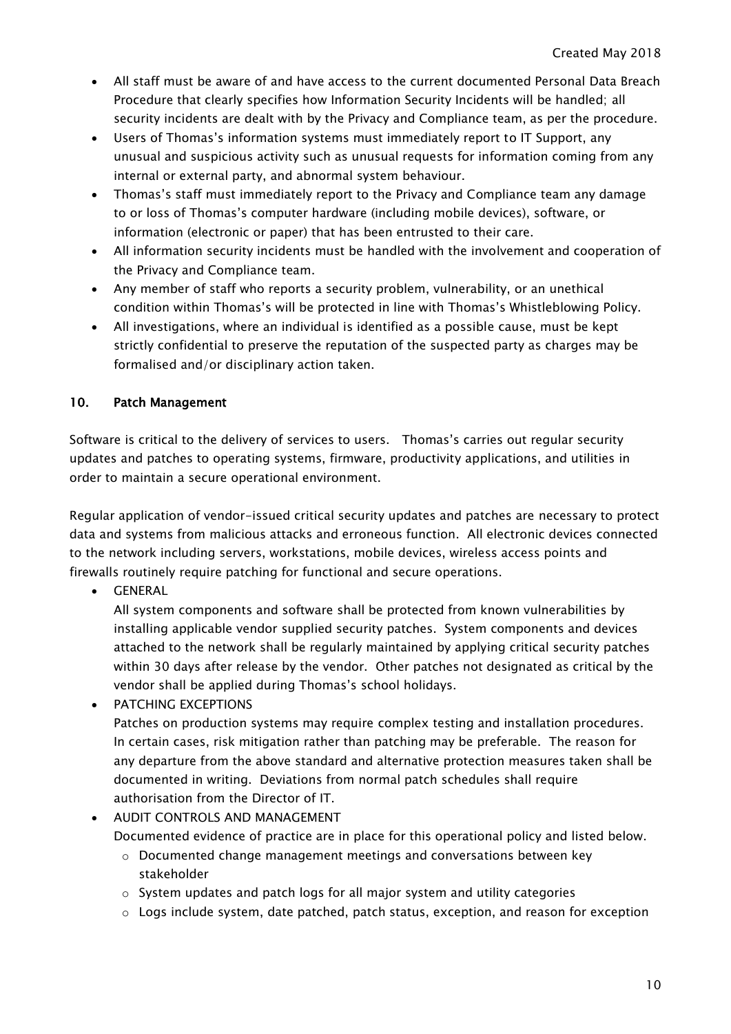- All staff must be aware of and have access to the current documented Personal Data Breach Procedure that clearly specifies how Information Security Incidents will be handled; all security incidents are dealt with by the Privacy and Compliance team, as per the procedure.
- Users of Thomas's information systems must immediately report to IT Support, any unusual and suspicious activity such as unusual requests for information coming from any internal or external party, and abnormal system behaviour.
- Thomas's staff must immediately report to the Privacy and Compliance team any damage to or loss of Thomas's computer hardware (including mobile devices), software, or information (electronic or paper) that has been entrusted to their care.
- All information security incidents must be handled with the involvement and cooperation of the Privacy and Compliance team.
- Any member of staff who reports a security problem, vulnerability, or an unethical condition within Thomas's will be protected in line with Thomas's Whistleblowing Policy.
- All investigations, where an individual is identified as a possible cause, must be kept strictly confidential to preserve the reputation of the suspected party as charges may be formalised and/or disciplinary action taken.

## 10. Patch Management

Software is critical to the delivery of services to users. Thomas's carries out regular security updates and patches to operating systems, firmware, productivity applications, and utilities in order to maintain a secure operational environment.

Regular application of vendor-issued critical security updates and patches are necessary to protect data and systems from malicious attacks and erroneous function. All electronic devices connected to the network including servers, workstations, mobile devices, wireless access points and firewalls routinely require patching for functional and secure operations.

- GENERAL
  All system components and software shall be protected from known vulnerabilities by installing applicable vendor supplied security patches. System components and devices attached to the network shall be regularly maintained by applying critical security patches within 30 days after release by the vendor. Other patches not designated as critical by the vendor shall be applied during Thomas's school holidays.
- PATCHING EXCEPTIONS
  Patches on production systems may require complex testing and installation procedures. In certain cases, risk mitigation rather than patching may be preferable. The reason for any departure from the above standard and alternative protection measures taken shall be documented in writing. Deviations from normal patch schedules shall require authorisation from the Director of IT.
- AUDIT CONTROLS AND MANAGEMENT
  Documented evidence of practice are in place for this operational policy and listed below.
  - Documented change management meetings and conversations between key stakeholder
  - System updates and patch logs for all major system and utility categories
  - Logs include system, date patched, patch status, exception, and reason for exception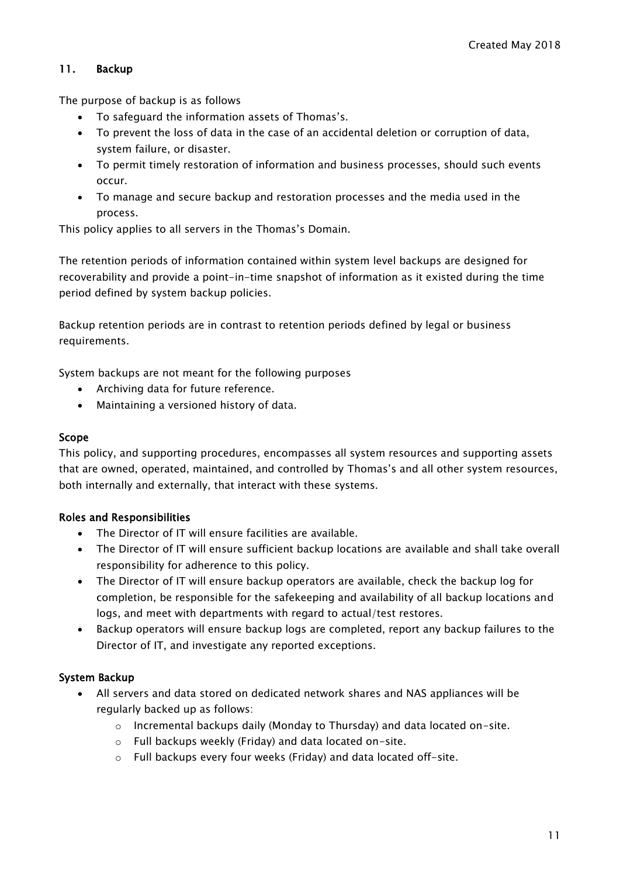## 11. Backup

The purpose of backup is as follows

- To safeguard the information assets of Thomas's.
- To prevent the loss of data in the case of an accidental deletion or corruption of data, system failure, or disaster.
- To permit timely restoration of information and business processes, should such events occur.
- To manage and secure backup and restoration processes and the media used in the process.

This policy applies to all servers in the Thomas's Domain.

The retention periods of information contained within system level backups are designed for recoverability and provide a point-in-time snapshot of information as it existed during the time period defined by system backup policies.

Backup retention periods are in contrast to retention periods defined by legal or business requirements.

System backups are not meant for the following purposes

- Archiving data for future reference.
- Maintaining a versioned history of data.

### Scope

This policy, and supporting procedures, encompasses all system resources and supporting assets that are owned, operated, maintained, and controlled by Thomas's and all other system resources, both internally and externally, that interact with these systems.

### Roles and Responsibilities

- The Director of IT will ensure facilities are available.
- The Director of IT will ensure sufficient backup locations are available and shall take overall responsibility for adherence to this policy.
- The Director of IT will ensure backup operators are available, check the backup log for completion, be responsible for the safekeeping and availability of all backup locations and logs, and meet with departments with regard to actual/test restores.
- Backup operators will ensure backup logs are completed, report any backup failures to the Director of IT, and investigate any reported exceptions.

### System Backup

- All servers and data stored on dedicated network shares and NAS appliances will be regularly backed up as follows:
  - Incremental backups daily (Monday to Thursday) and data located on-site.
  - Full backups weekly (Friday) and data located on-site.
  - Full backups every four weeks (Friday) and data located off-site.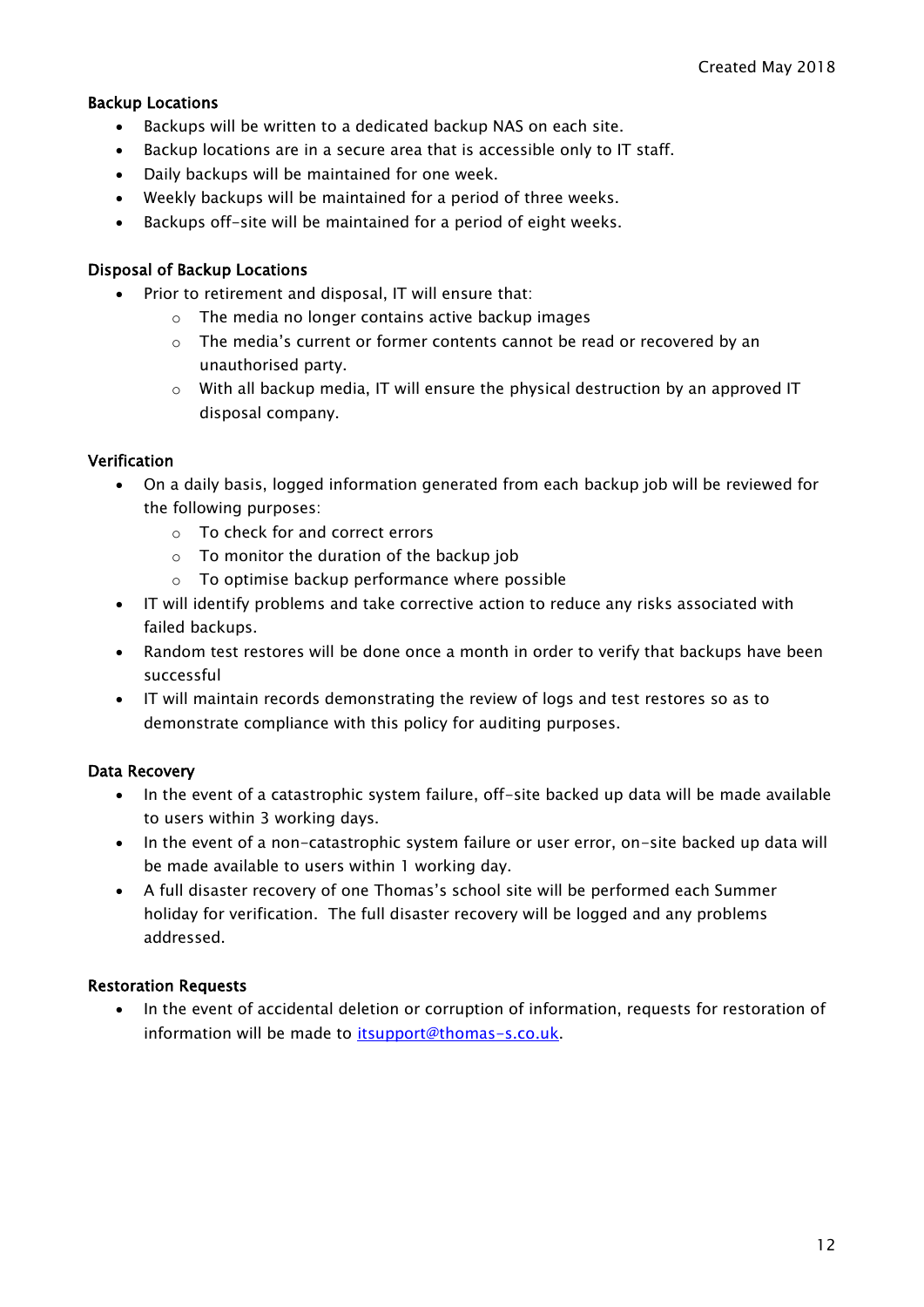### Backup Locations

- Backups will be written to a dedicated backup NAS on each site.
- Backup locations are in a secure area that is accessible only to IT staff.
- Daily backups will be maintained for one week.
- Weekly backups will be maintained for a period of three weeks.
- Backups off-site will be maintained for a period of eight weeks.

### Disposal of Backup Locations

- Prior to retirement and disposal, IT will ensure that:
  - The media no longer contains active backup images
  - The media's current or former contents cannot be read or recovered by an unauthorised party.
  - With all backup media, IT will ensure the physical destruction by an approved IT disposal company.

### Verification

- On a daily basis, logged information generated from each backup job will be reviewed for the following purposes:
  - To check for and correct errors
  - To monitor the duration of the backup job
  - To optimise backup performance where possible
- IT will identify problems and take corrective action to reduce any risks associated with failed backups.
- Random test restores will be done once a month in order to verify that backups have been successful
- IT will maintain records demonstrating the review of logs and test restores so as to demonstrate compliance with this policy for auditing purposes.

### Data Recovery

- In the event of a catastrophic system failure, off-site backed up data will be made available to users within 3 working days.
- In the event of a non-catastrophic system failure or user error, on-site backed up data will be made available to users within 1 working day.
- A full disaster recovery of one Thomas's school site will be performed each Summer holiday for verification. The full disaster recovery will be logged and any problems addressed.

### Restoration Requests

- In the event of accidental deletion or corruption of information, requests for restoration of information will be made to [itsupport@thomas-s.co.uk](mailto:itsupport@thomas-s.co.uk).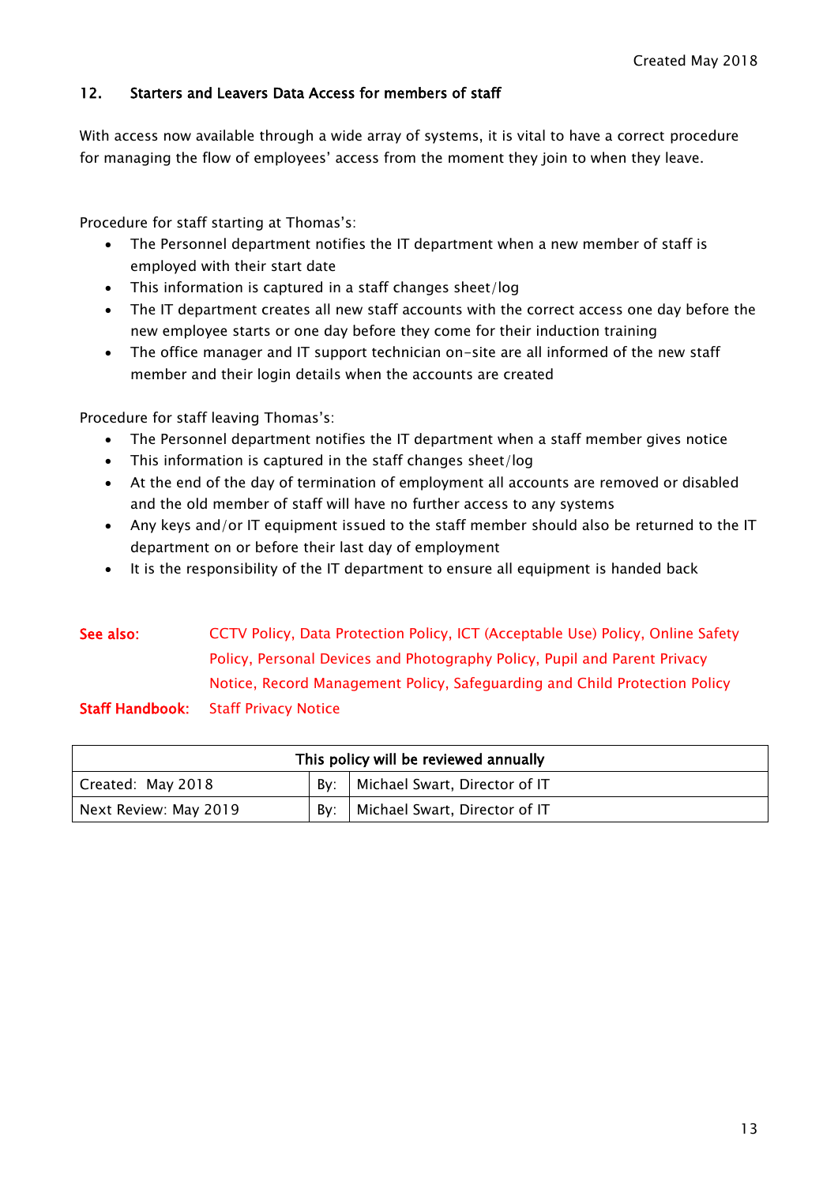## 12. Starters and Leavers Data Access for members of staff

With access now available through a wide array of systems, it is vital to have a correct procedure for managing the flow of employees' access from the moment they join to when they leave.

Procedure for staff starting at Thomas's:

- The Personnel department notifies the IT department when a new member of staff is employed with their start date
- This information is captured in a staff changes sheet/log
- The IT department creates all new staff accounts with the correct access one day before the new employee starts or one day before they come for their induction training
- The office manager and IT support technician on-site are all informed of the new staff member and their login details when the accounts are created

Procedure for staff leaving Thomas's:

- The Personnel department notifies the IT department when a staff member gives notice
- This information is captured in the staff changes sheet/log
- At the end of the day of termination of employment all accounts are removed or disabled and the old member of staff will have no further access to any systems
- Any keys and/or IT equipment issued to the staff member should also be returned to the IT department on or before their last day of employment
- It is the responsibility of the IT department to ensure all equipment is handed back

**See also:** CCTV Policy, Data Protection Policy, ICT (Acceptable Use) Policy, Online Safety Policy, Personal Devices and Photography Policy, Pupil and Parent Privacy Notice, Record Management Policy, Safeguarding and Child Protection Policy

**Staff Handbook:** Staff Privacy Notice

| This policy will be reviewed annually | | |
|---|---|---|
| Created: May 2018 | By: | Michael Swart, Director of IT |
| Next Review: May 2019 | By: | Michael Swart, Director of IT |